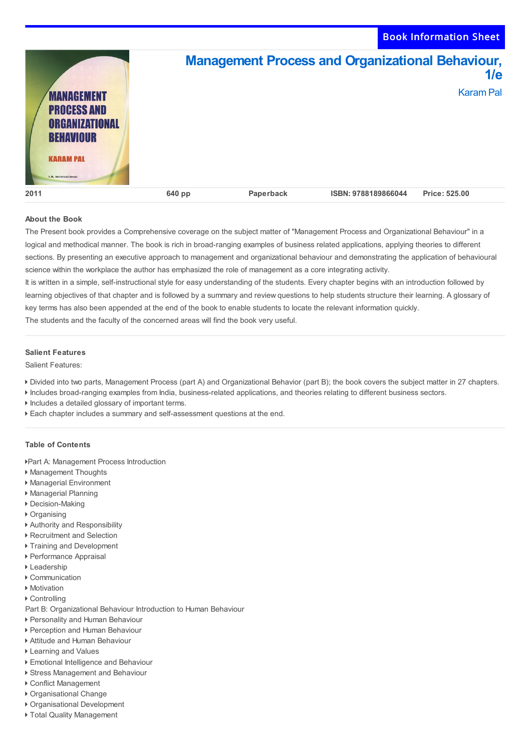Book Information Sheet

# Management Process and Organizational Behaviour, 1/e

Karam Pal

| 2011 | 640 pp | Paperback | ISBN: 9788189866044 | Price: 525.00 |
|---|---|---|---|---|

### About the Book

The Present book provides a Comprehensive coverage on the subject matter of "Management Process and Organizational Behaviour" in a logical and methodical manner. The book is rich in broad-ranging examples of business related applications, applying theories to different sections. By presenting an executive approach to management and organizational behaviour and demonstrating the application of behavioural science within the workplace the author has emphasized the role of management as a core integrating activity.

It is written in a simple, self-instructional style for easy understanding of the students. Every chapter begins with an introduction followed by learning objectives of that chapter and is followed by a summary and review questions to help students structure their learning. A glossary of key terms has also been appended at the end of the book to enable students to locate the relevant information quickly.

The students and the faculty of the concerned areas will find the book very useful.

### Salient Features

Salient Features:

- Divided into two parts, Management Process (part A) and Organizational Behavior (part B); the book covers the subject matter in 27 chapters.
- Includes broad-ranging examples from India, business-related applications, and theories relating to different business sectors.
- Includes a detailed glossary of important terms.
- Each chapter includes a summary and self-assessment questions at the end.

### Table of Contents

- Part A: Management Process Introduction
- Management Thoughts
- Managerial Environment
- Managerial Planning
- Decision-Making
- Organising
- Authority and Responsibility
- Recruitment and Selection
- Training and Development
- Performance Appraisal
- Leadership
- Communication
- Motivation
- Controlling

Part B: Organizational Behaviour Introduction to Human Behaviour

- Personality and Human Behaviour
- Perception and Human Behaviour
- Attitude and Human Behaviour
- Learning and Values
- Emotional Intelligence and Behaviour
- Stress Management and Behaviour
- Conflict Management
- Organisational Change
- Organisational Development
- Total Quality Management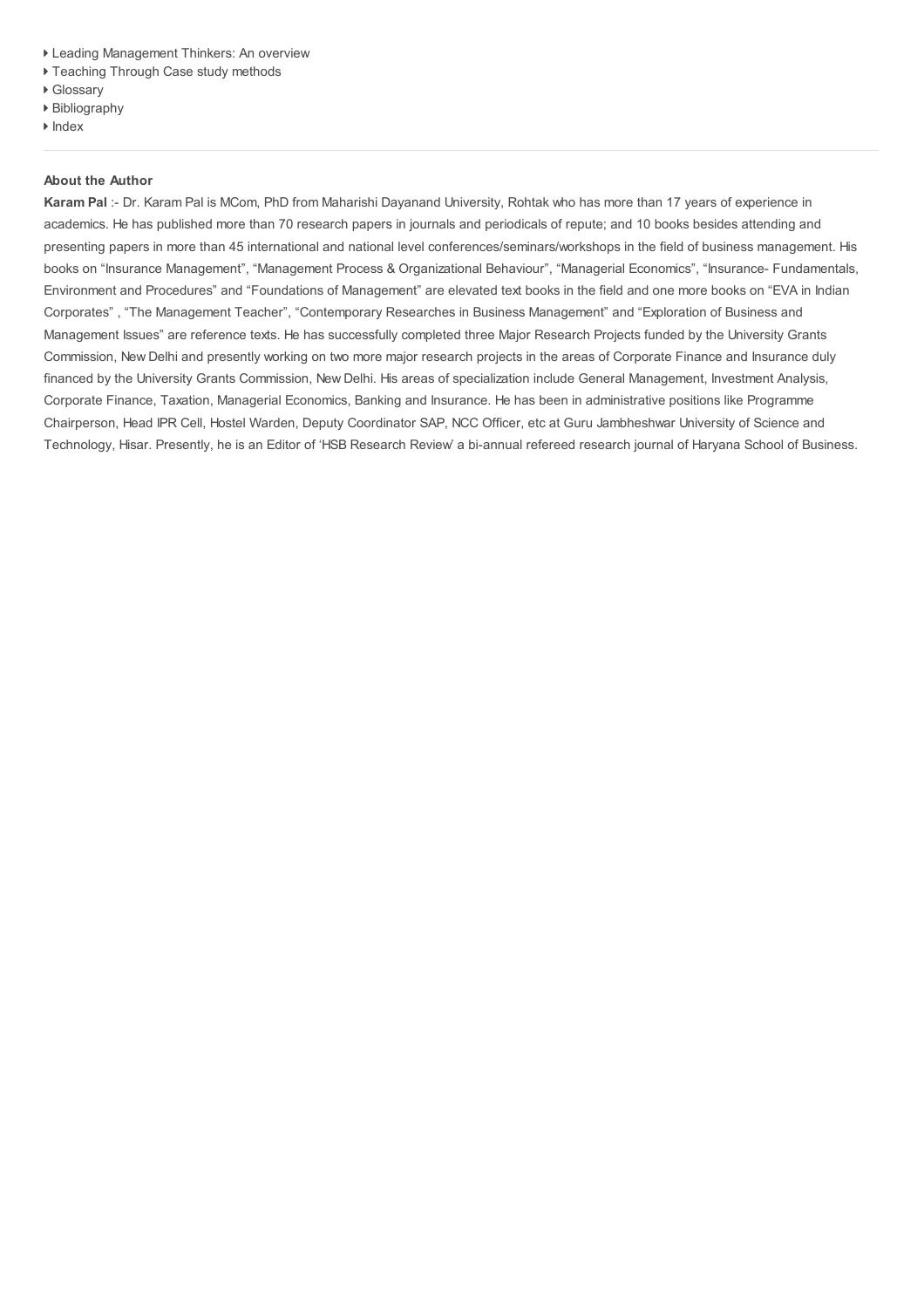- Leading Management Thinkers: An overview
- Teaching Through Case study methods
- Glossary
- Bibliography
- Index

---

**About the Author**

**Karam Pal** :- Dr. Karam Pal is MCom, PhD from Maharishi Dayanand University, Rohtak who has more than 17 years of experience in academics. He has published more than 70 research papers in journals and periodicals of repute; and 10 books besides attending and presenting papers in more than 45 international and national level conferences/seminars/workshops in the field of business management. His books on "Insurance Management", "Management Process & Organizational Behaviour", "Managerial Economics", "Insurance- Fundamentals, Environment and Procedures" and "Foundations of Management" are elevated text books in the field and one more books on "EVA in Indian Corporates" , "The Management Teacher", "Contemporary Researches in Business Management" and "Exploration of Business and Management Issues" are reference texts. He has successfully completed three Major Research Projects funded by the University Grants Commission, New Delhi and presently working on two more major research projects in the areas of Corporate Finance and Insurance duly financed by the University Grants Commission, New Delhi. His areas of specialization include General Management, Investment Analysis, Corporate Finance, Taxation, Managerial Economics, Banking and Insurance. He has been in administrative positions like Programme Chairperson, Head IPR Cell, Hostel Warden, Deputy Coordinator SAP, NCC Officer, etc at Guru Jambheshwar University of Science and Technology, Hisar. Presently, he is an Editor of 'HSB Research Review' a bi-annual refereed research journal of Haryana School of Business.